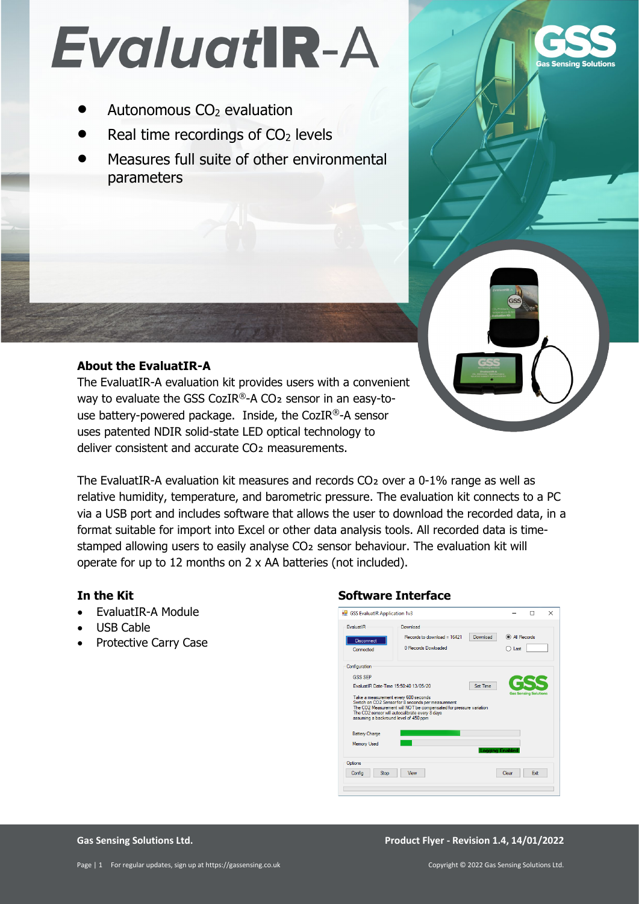# EvaluatIR-A

- Autonomous $CO_2$ evaluation
- Real time recordings of $CO_2$ levels
- Measures full suite of other environmental parameters

## About the EvaluatIR-A

The EvaluatIR-A evaluation kit provides users with a convenient way to evaluate the GSS CozIR®-A $CO_2$ sensor in an easy-to-use battery-powered package. Inside, the CozIR®-A sensor uses patented NDIR solid-state LED optical technology to deliver consistent and accurate $CO_2$ measurements.

The EvaluatIR-A evaluation kit measures and records $CO_2$ over a 0-1% range as well as relative humidity, temperature, and barometric pressure. The evaluation kit connects to a PC via a USB port and includes software that allows the user to download the recorded data, in a format suitable for import into Excel or other data analysis tools. All recorded data is time-stamped allowing users to easily analyse $CO_2$ sensor behaviour. The evaluation kit will operate for up to 12 months on 2 x AA batteries (not included).

## In the Kit

- EvaluatIR-A Module
- USB Cable
- Protective Carry Case

## Software Interface

Gas Sensing Solutions Ltd.

Product Flyer - Revision 1.4, 14/01/2022

For regular updates, sign up at https://gassensing.co.uk

Copyright © 2022 Gas Sensing Solutions Ltd.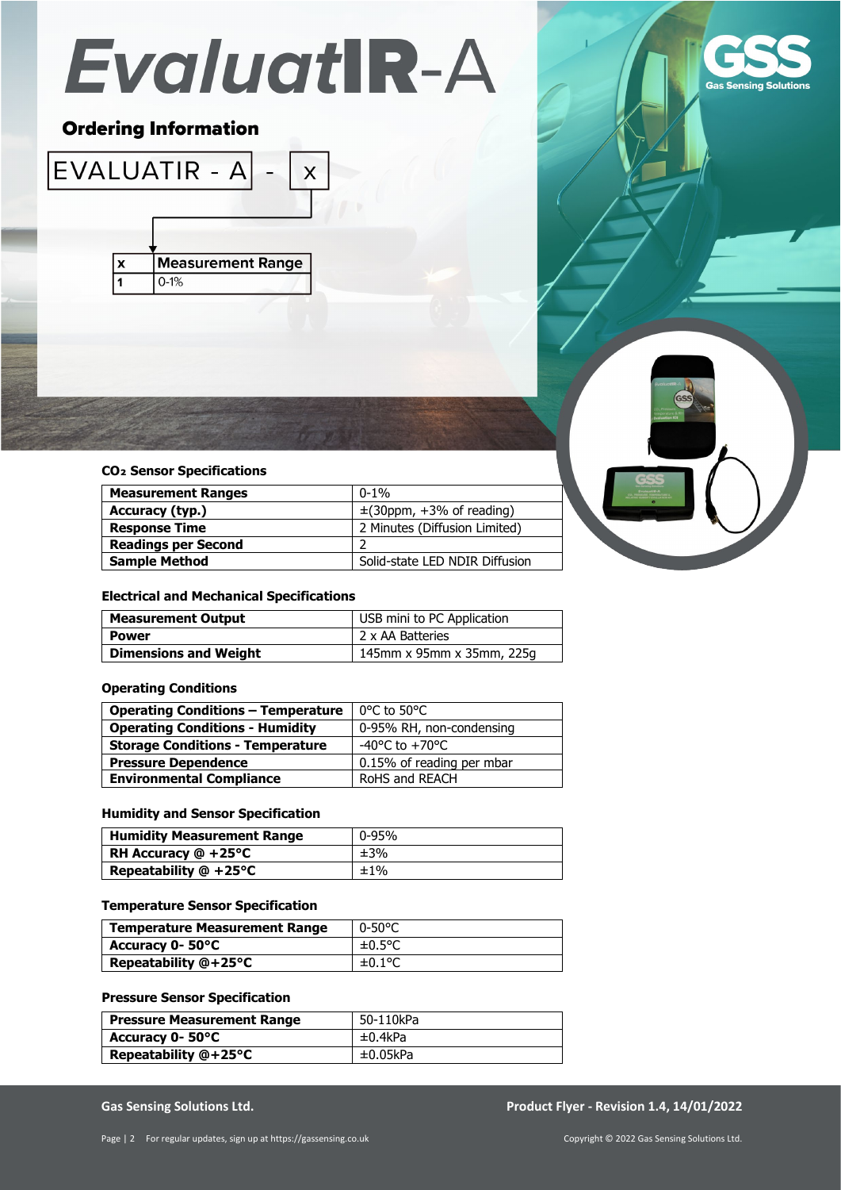# EvaluatIR-A

## Ordering Information

EVALUATIR - A - x

| x | Measurement Range |
|---|---|
| 1 | 0-1% |

### $CO_2$ Sensor Specifications

| | |
|---|---|
| **Measurement Ranges** | 0-1% |
| **Accuracy (typ.)** | ±(30ppm, +3% of reading) |
| **Response Time** | 2 Minutes (Diffusion Limited) |
| **Readings per Second** | 2 |
| **Sample Method** | Solid-state LED NDIR Diffusion |

### Electrical and Mechanical Specifications

| | |
|---|---|
| **Measurement Output** | USB mini to PC Application |
| **Power** | 2 x AA Batteries |
| **Dimensions and Weight** | 145mm x 95mm x 35mm, 225g |

### Operating Conditions

| | |
|---|---|
| **Operating Conditions – Temperature** | 0°C to 50°C |
| **Operating Conditions - Humidity** | 0-95% RH, non-condensing |
| **Storage Conditions - Temperature** | -40°C to +70°C |
| **Pressure Dependence** | 0.15% of reading per mbar |
| **Environmental Compliance** | RoHS and REACH |

### Humidity and Sensor Specification

| | |
|---|---|
| **Humidity Measurement Range** | 0-95% |
| **RH Accuracy @ +25°C** | ±3% |
| **Repeatability @ +25°C** | ±1% |

### Temperature Sensor Specification

| | |
|---|---|
| **Temperature Measurement Range** | 0-50°C |
| **Accuracy 0- 50°C** | ±0.5°C |
| **Repeatability @+25°C** | ±0.1°C |

### Pressure Sensor Specification

| | |
|---|---|
| **Pressure Measurement Range** | 50-110kPa |
| **Accuracy 0- 50°C** | ±0.4kPa |
| **Repeatability @+25°C** | ±0.05kPa |

**Gas Sensing Solutions Ltd.** **Product Flyer - Revision 1.4, 14/01/2022**

For regular updates, sign up at https://gassensing.co.uk

Copyright © 2022 Gas Sensing Solutions Ltd.